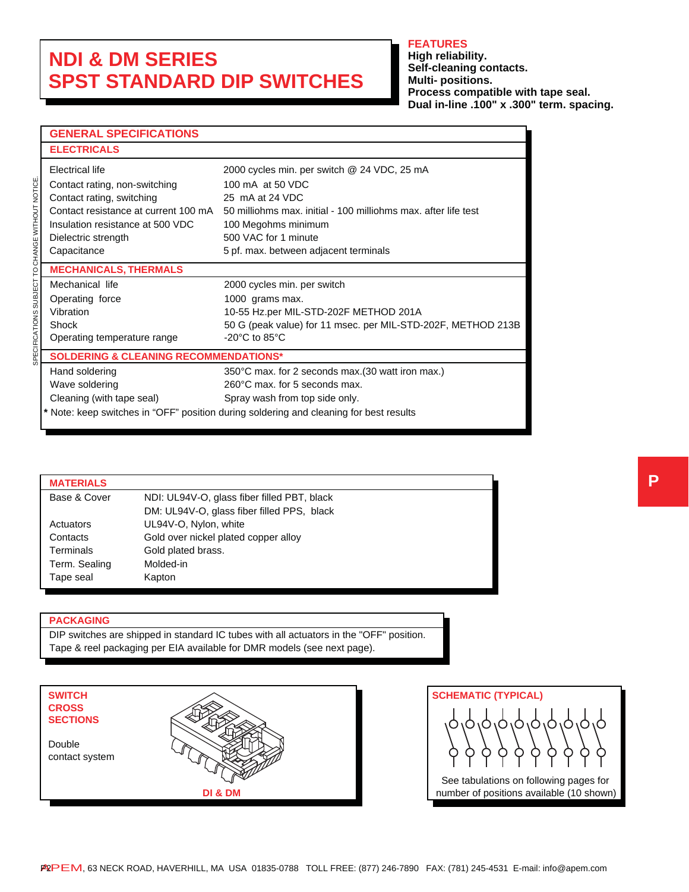# NDI & DM SERIES
# SPST STANDARD DIP SWITCHES

**FEATURES**

**High reliability.**
**Self-cleaning contacts.**
**Multi- positions.**
**Process compatible with tape seal.**
**Dual in-line .100" x .300" term. spacing.**

SPECIFICATIONS SUBJECT TO CHANGE WITHOUT NOTICE.

## GENERAL SPECIFICATIONS

### ELECTRICALS

| | |
|---|---|
| Electrical life | 2000 cycles min. per switch @ 24 VDC, 25 mA |
| Contact rating, non-switching | 100 mA at 50 VDC |
| Contact rating, switching | 25 mA at 24 VDC |
| Contact resistance at current 100 mA | 50 milliohms max. initial - 100 milliohms max. after life test |
| Insulation resistance at 500 VDC | 100 Megohms minimum |
| Dielectric strength | 500 VAC for 1 minute |
| Capacitance | 5 pf. max. between adjacent terminals |

### MECHANICALS, THERMALS

| | |
|---|---|
| Mechanical life | 2000 cycles min. per switch |
| Operating force | 1000 grams max. |
| Vibration | 10-55 Hz.per MIL-STD-202F METHOD 201A |
| Shock | 50 G (peak value) for 11 msec. per MIL-STD-202F, METHOD 213B |
| Operating temperature range | -20°C to 85°C |

### SOLDERING & CLEANING RECOMMENDATIONS*

| | |
|---|---|
| Hand soldering | 350°C max. for 2 seconds max.(30 watt iron max.) |
| Wave soldering | 260°C max. for 5 seconds max. |
| Cleaning (with tape seal) | Spray wash from top side only. |

**\*** Note: keep switches in "OFF" position during soldering and cleaning for best results

## MATERIALS

| | |
|---|---|
| Base & Cover | NDI: UL94V-O, glass fiber filled PBT, black |
| | DM: UL94V-O, glass fiber filled PPS, black |
| Actuators | UL94V-O, Nylon, white |
| Contacts | Gold over nickel plated copper alloy |
| Terminals | Gold plated brass. |
| Term. Sealing | Molded-in |
| Tape seal | Kapton |

## PACKAGING

DIP switches are shipped in standard IC tubes with all actuators in the "OFF" position.
Tape & reel packaging per EIA available for DMR models (see next page).

## SWITCH CROSS SECTIONS

Double contact system

DI & DM

## SCHEMATIC (TYPICAL)

See tabulations on following pages for number of positions available (10 shown)

P

APEM, 63 NECK ROAD, HAVERHILL, MA USA 01835-0788 TOLL FREE: (877) 246-7890 FAX: (781) 245-4531 E-mail: info@apem.com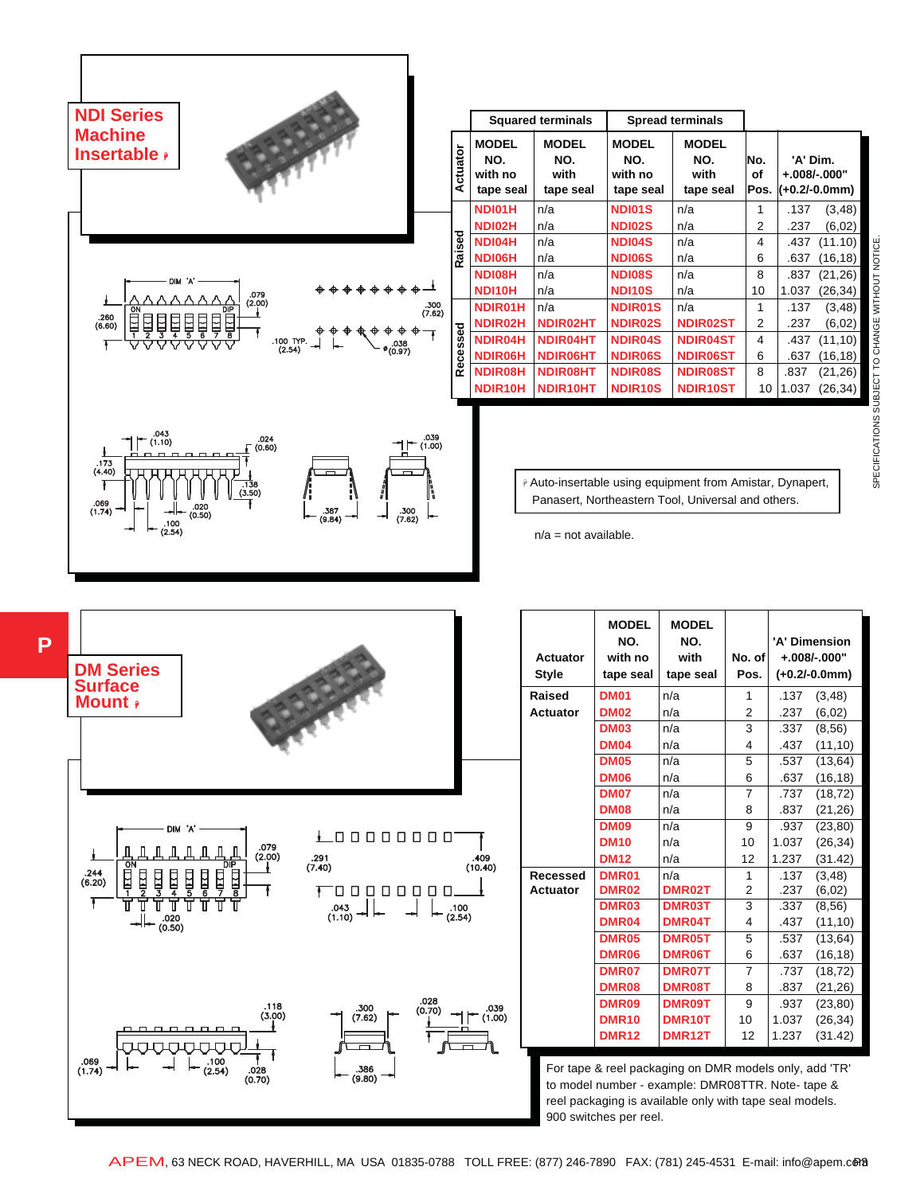## NDI Series Machine Insertable

| Actuator | Squared terminals MODEL NO. with no tape seal | Squared terminals MODEL NO. with tape seal | Spread terminals MODEL NO. with no tape seal | Spread terminals MODEL NO. with tape seal | No. of Pos. | 'A' Dim. +.008/-.000" (+0.2/-0.0mm) |
|---|---|---|---|---|---|---|
| Raised | NDI01H | n/a | NDI01S | n/a | 1 | .137 (3,48) |
| | NDI02H | n/a | NDI02S | n/a | 2 | .237 (6,02) |
| | NDI04H | n/a | NDI04S | n/a | 4 | .437 (11.10) |
| | NDI06H | n/a | NDI06S | n/a | 6 | .637 (16,18) |
| | NDI08H | n/a | NDI08S | n/a | 8 | .837 (21,26) |
| | NDI10H | n/a | NDI10S | n/a | 10 | 1.037 (26,34) |
| Recessed | NDIR01H | n/a | NDIR01S | n/a | 1 | .137 (3,48) |
| | NDIR02H | NDIR02HT | NDIR02S | NDIR02ST | 2 | .237 (6,02) |
| | NDIR04H | NDIR04HT | NDIR04S | NDIR04ST | 4 | .437 (11,10) |
| | NDIR06H | NDIR06HT | NDIR06S | NDIR06ST | 6 | .637 (16,18) |
| | NDIR08H | NDIR08HT | NDIR08S | NDIR08ST | 8 | .837 (21,26) |
| | NDIR10H | NDIR10HT | NDIR10S | NDIR10ST | 10 | 1.037 (26,34) |

Auto-insertable using equipment from Amistar, Dynapert, Panasert, Northeastern Tool, Universal and others.

n/a = not available.

DIM 'A'
.079 (2.00)
.260 (6.60)
ON DIP
1 2 3 4 5 6 7 8
.100 TYP. (2.54)
.300 (7.62)
.038 ø(0.97)
.043 (1.10)
.024 (0.60)
.173 (4.40)
.138 (3.50)
.069 (1.74)
.020 (0.50)
.100 (2.54)
.387 (9.84)
.039 (1.00)
.300 (7.62)

## DM Series Surface Mount

| Actuator Style | MODEL NO. with no tape seal | MODEL NO. with tape seal | No. of Pos. | 'A' Dimension +.008/-.000" (+0.2/-0.0mm) |
|---|---|---|---|---|
| Raised Actuator | DM01 | n/a | 1 | .137 (3,48) |
| | DM02 | n/a | 2 | .237 (6,02) |
| | DM03 | n/a | 3 | .337 (8,56) |
| | DM04 | n/a | 4 | .437 (11,10) |
| | DM05 | n/a | 5 | .537 (13,64) |
| | DM06 | n/a | 6 | .637 (16,18) |
| | DM07 | n/a | 7 | .737 (18,72) |
| | DM08 | n/a | 8 | .837 (21,26) |
| | DM09 | n/a | 9 | .937 (23,80) |
| | DM10 | n/a | 10 | 1.037 (26,34) |
| | DM12 | n/a | 12 | 1.237 (31.42) |
| Recessed Actuator | DMR01 | n/a | 1 | .137 (3,48) |
| | DMR02 | DMR02T | 2 | .237 (6,02) |
| | DMR03 | DMR03T | 3 | .337 (8,56) |
| | DMR04 | DMR04T | 4 | .437 (11,10) |
| | DMR05 | DMR05T | 5 | .537 (13,64) |
| | DMR06 | DMR06T | 6 | .637 (16,18) |
| | DMR07 | DMR07T | 7 | .737 (18,72) |
| | DMR08 | DMR08T | 8 | .837 (21,26) |
| | DMR09 | DMR09T | 9 | .937 (23,80) |
| | DMR10 | DMR10T | 10 | 1.037 (26,34) |
| | DMR12 | DMR12T | 12 | 1.237 (31.42) |

For tape & reel packaging on DMR models only, add 'TR' to model number - example: DMR08TTR. Note- tape & reel packaging is available only with tape seal models. 900 switches per reel.

DIM 'A'
.079 (2.00)
.244 (6.20)
ON DIP
1 2 3 4 5 6 7 8
.020 (0.50)
.291 (7.40)
.409 (10.40)
.043 (1.10)
.100 (2.54)
.118 (3.00)
.069 (1.74)
.100 (2.54)
.028 (0.70)
.300 (7.62)
.386 (9.80)
.028 (0.70)
.039 (1.00)

SPECIFICATIONS SUBJECT TO CHANGE WITHOUT NOTICE.

APEM, 63 NECK ROAD, HAVERHILL, MA USA 01835-0788 TOLL FREE: (877) 246-7890 FAX: (781) 245-4531 E-mail: info@apem.com